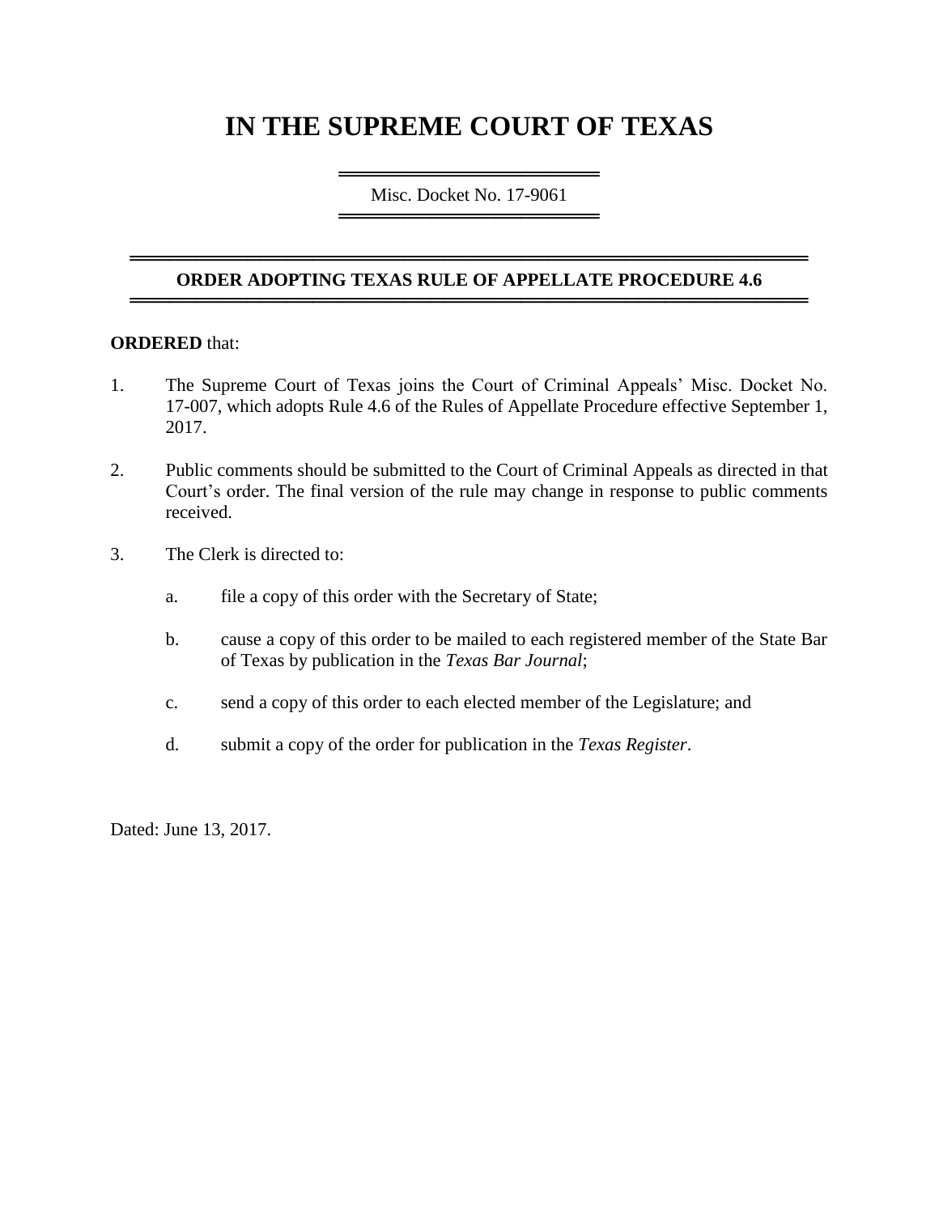# IN THE SUPREME COURT OF TEXAS

Misc. Docket No. 17-9061

## ORDER ADOPTING TEXAS RULE OF APPELLATE PROCEDURE 4.6

**ORDERED** that:

1. The Supreme Court of Texas joins the Court of Criminal Appeals' Misc. Docket No. 17-007, which adopts Rule 4.6 of the Rules of Appellate Procedure effective September 1, 2017.

2. Public comments should be submitted to the Court of Criminal Appeals as directed in that Court's order. The final version of the rule may change in response to public comments received.

3. The Clerk is directed to:

   a. file a copy of this order with the Secretary of State;

   b. cause a copy of this order to be mailed to each registered member of the State Bar of Texas by publication in the *Texas Bar Journal*;

   c. send a copy of this order to each elected member of the Legislature; and

   d. submit a copy of the order for publication in the *Texas Register*.

Dated: June 13, 2017.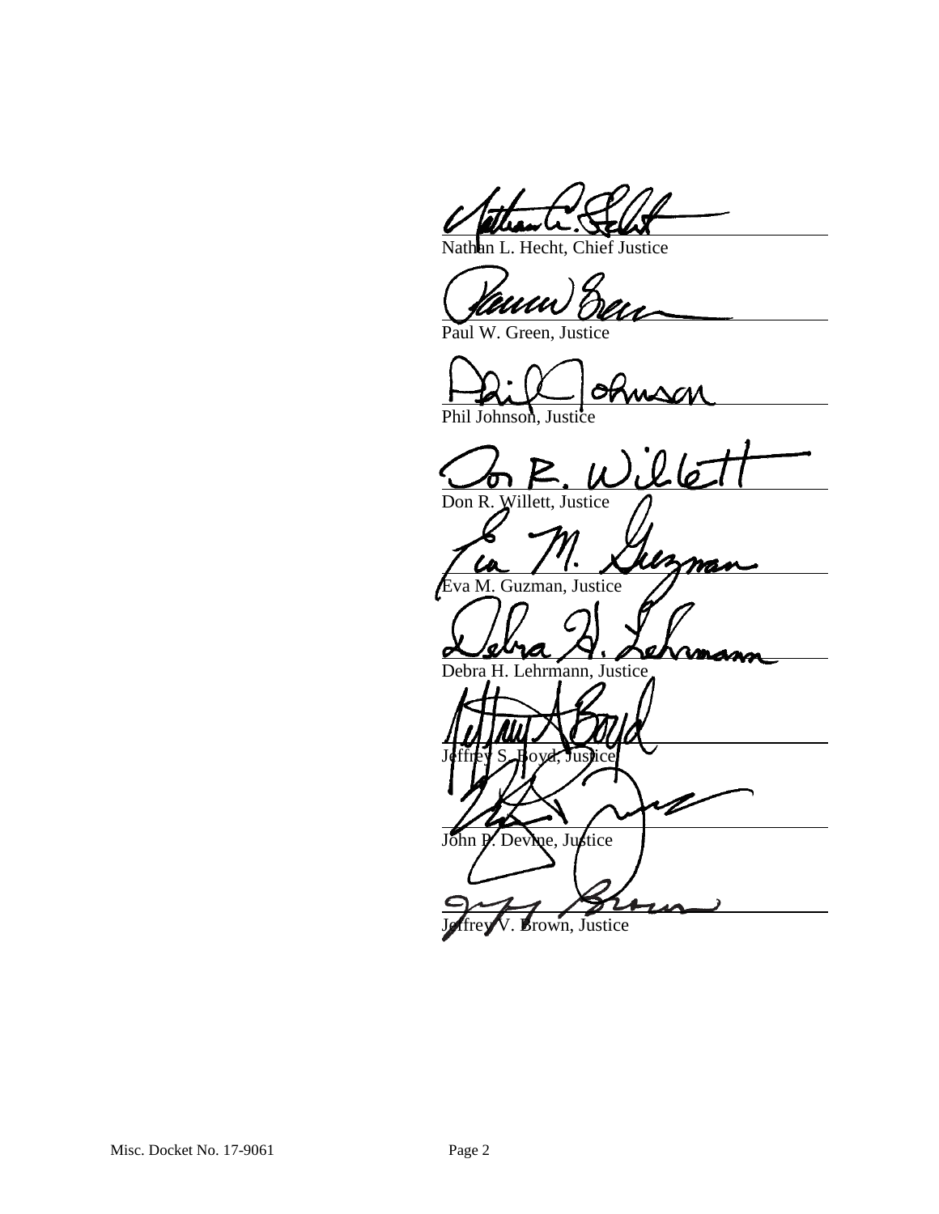\_\_\_\_\_\_\_\_\_\_\_\_\_\_\_\_\_\_\_\_\_\_\_\_\_\_\_\_\_\_\_\_\_\_\_\_\_\_\_\_\_\_\_\_\_\_\_
Nathan L. Hecht, Chief Justice

\_\_\_\_\_\_\_\_\_\_\_\_\_\_\_\_\_\_\_\_\_\_\_\_\_\_\_\_\_\_\_\_\_\_\_\_\_\_\_\_\_\_\_\_\_\_\_
Paul W. Green, Justice

\_\_\_\_\_\_\_\_\_\_\_\_\_\_\_\_\_\_\_\_\_\_\_\_\_\_\_\_\_\_\_\_\_\_\_\_\_\_\_\_\_\_\_\_\_\_\_
Phil Johnson, Justice

\_\_\_\_\_\_\_\_\_\_\_\_\_\_\_\_\_\_\_\_\_\_\_\_\_\_\_\_\_\_\_\_\_\_\_\_\_\_\_\_\_\_\_\_\_\_\_
Don R. Willett, Justice

\_\_\_\_\_\_\_\_\_\_\_\_\_\_\_\_\_\_\_\_\_\_\_\_\_\_\_\_\_\_\_\_\_\_\_\_\_\_\_\_\_\_\_\_\_\_\_
Eva M. Guzman, Justice

\_\_\_\_\_\_\_\_\_\_\_\_\_\_\_\_\_\_\_\_\_\_\_\_\_\_\_\_\_\_\_\_\_\_\_\_\_\_\_\_\_\_\_\_\_\_\_
Debra H. Lehrmann, Justice

\_\_\_\_\_\_\_\_\_\_\_\_\_\_\_\_\_\_\_\_\_\_\_\_\_\_\_\_\_\_\_\_\_\_\_\_\_\_\_\_\_\_\_\_\_\_\_
Jeffrey S. Boyd, Justice

\_\_\_\_\_\_\_\_\_\_\_\_\_\_\_\_\_\_\_\_\_\_\_\_\_\_\_\_\_\_\_\_\_\_\_\_\_\_\_\_\_\_\_\_\_\_\_
John P. Devine, Justice

\_\_\_\_\_\_\_\_\_\_\_\_\_\_\_\_\_\_\_\_\_\_\_\_\_\_\_\_\_\_\_\_\_\_\_\_\_\_\_\_\_\_\_\_\_\_\_
Jeffrey V. Brown, Justice

Misc. Docket No. 17-9061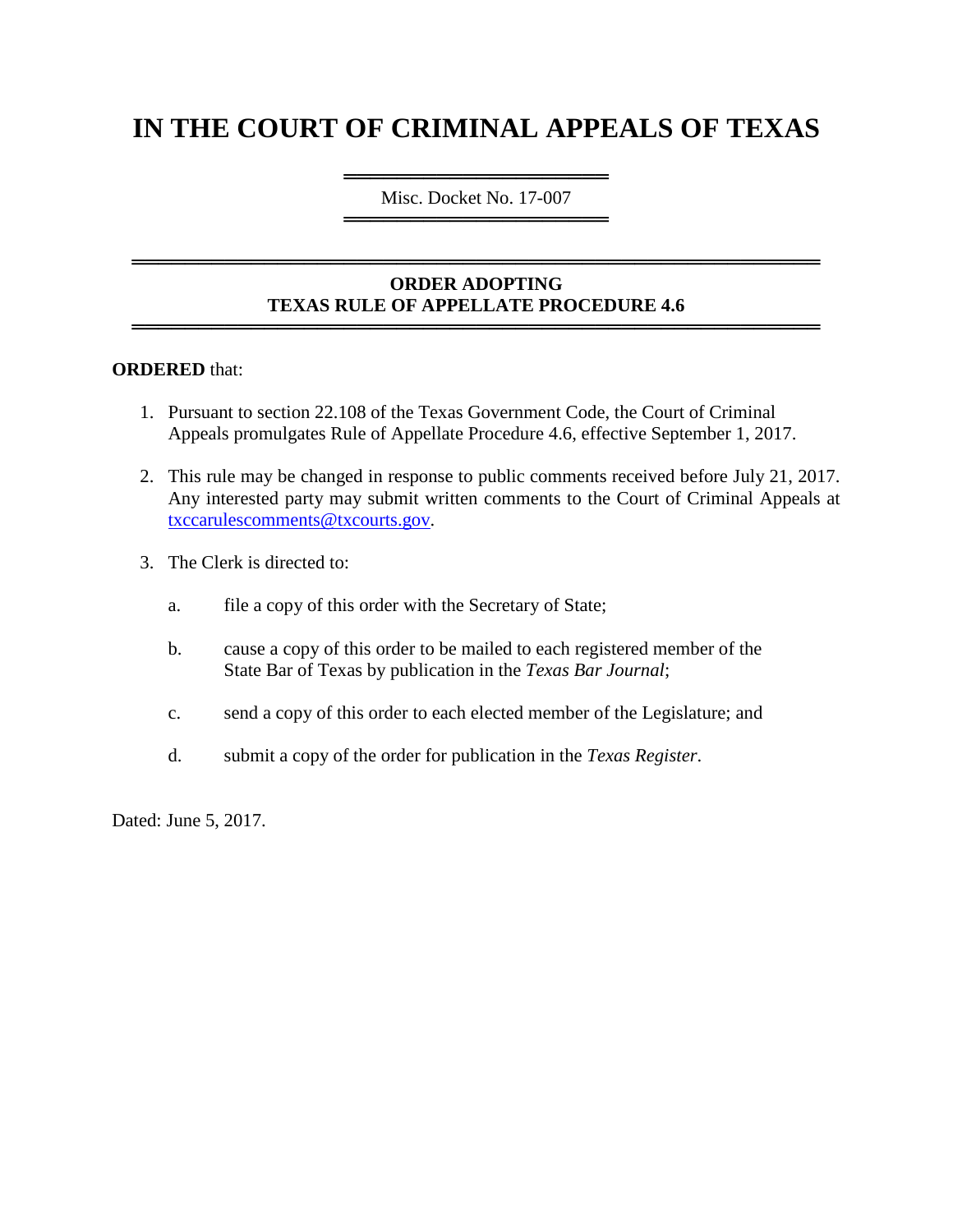# IN THE COURT OF CRIMINAL APPEALS OF TEXAS

Misc. Docket No. 17-007

**ORDER ADOPTING**
**TEXAS RULE OF APPELLATE PROCEDURE 4.6**

**ORDERED** that:

1. Pursuant to section 22.108 of the Texas Government Code, the Court of Criminal Appeals promulgates Rule of Appellate Procedure 4.6, effective September 1, 2017.

2. This rule may be changed in response to public comments received before July 21, 2017. Any interested party may submit written comments to the Court of Criminal Appeals at txccarulescomments@txcourts.gov.

3. The Clerk is directed to:

   a. file a copy of this order with the Secretary of State;

   b. cause a copy of this order to be mailed to each registered member of the State Bar of Texas by publication in the *Texas Bar Journal*;

   c. send a copy of this order to each elected member of the Legislature; and

   d. submit a copy of the order for publication in the *Texas Register*.

Dated: June 5, 2017.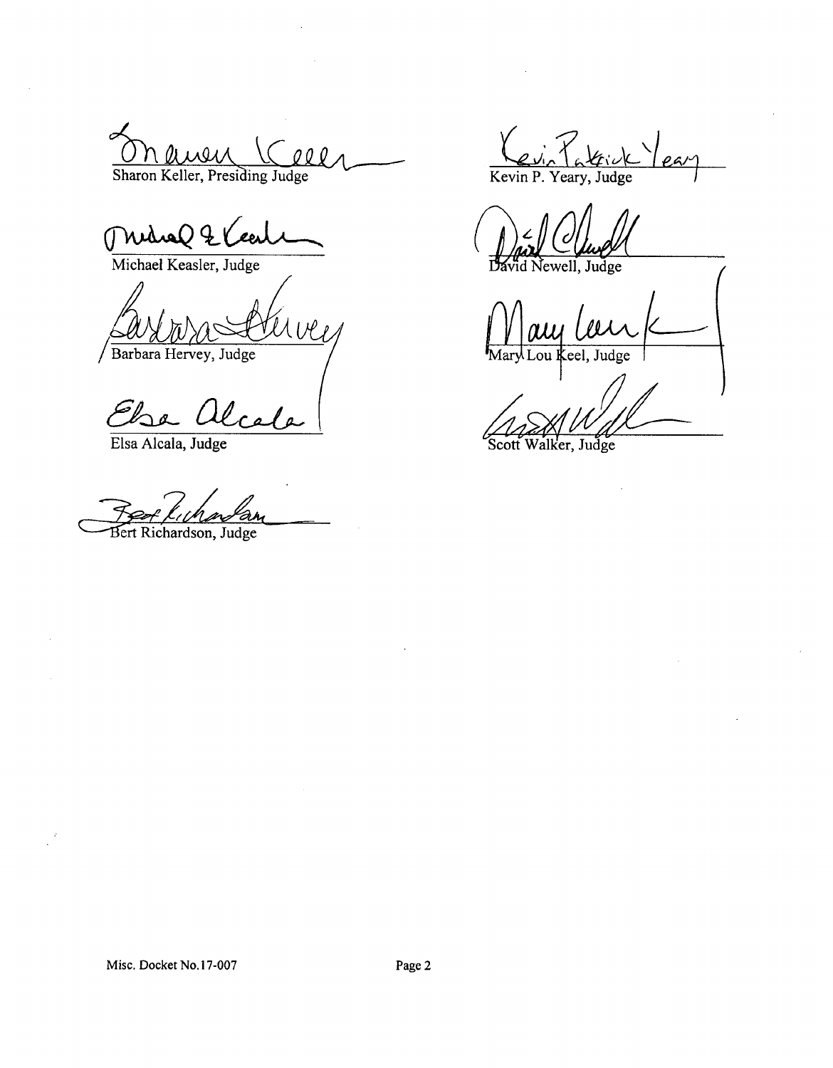Sharon Keller, Presiding Judge

Kevin P. Yeary, Judge

Michael Keasler, Judge

David Newell, Judge

Barbara Hervey, Judge

Mary Lou Keel, Judge

Elsa Alcala, Judge

Scott Walker, Judge

Bert Richardson, Judge

Misc. Docket No.17-007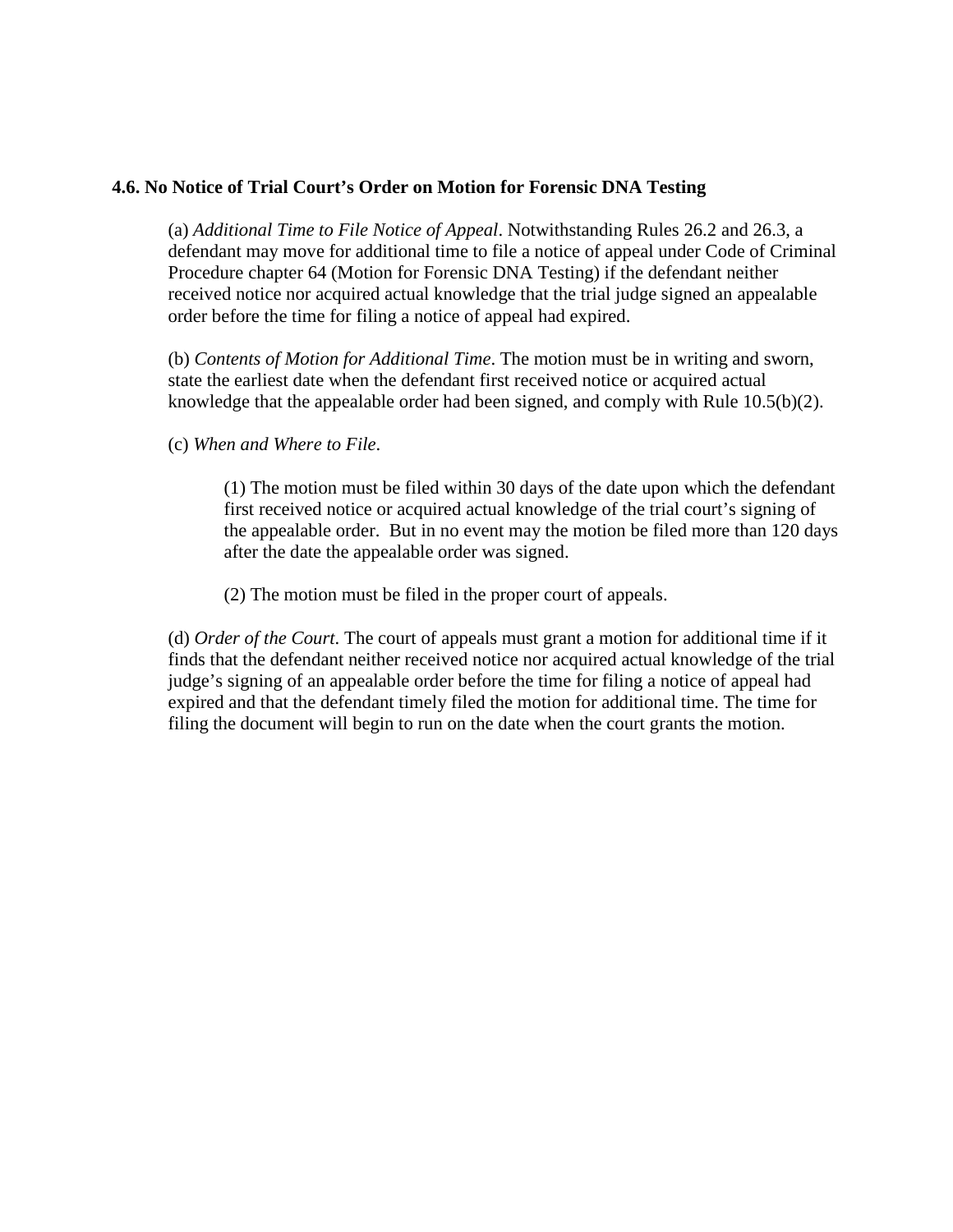**4.6. No Notice of Trial Court's Order on Motion for Forensic DNA Testing**

(a) *Additional Time to File Notice of Appeal*. Notwithstanding Rules 26.2 and 26.3, a defendant may move for additional time to file a notice of appeal under Code of Criminal Procedure chapter 64 (Motion for Forensic DNA Testing) if the defendant neither received notice nor acquired actual knowledge that the trial judge signed an appealable order before the time for filing a notice of appeal had expired.

(b) *Contents of Motion for Additional Time*. The motion must be in writing and sworn, state the earliest date when the defendant first received notice or acquired actual knowledge that the appealable order had been signed, and comply with Rule 10.5(b)(2).

(c) *When and Where to File*.

> (1) The motion must be filed within 30 days of the date upon which the defendant first received notice or acquired actual knowledge of the trial court's signing of the appealable order. But in no event may the motion be filed more than 120 days after the date the appealable order was signed.
>
> (2) The motion must be filed in the proper court of appeals.

(d) *Order of the Court*. The court of appeals must grant a motion for additional time if it finds that the defendant neither received notice nor acquired actual knowledge of the trial judge's signing of an appealable order before the time for filing a notice of appeal had expired and that the defendant timely filed the motion for additional time. The time for filing the document will begin to run on the date when the court grants the motion.